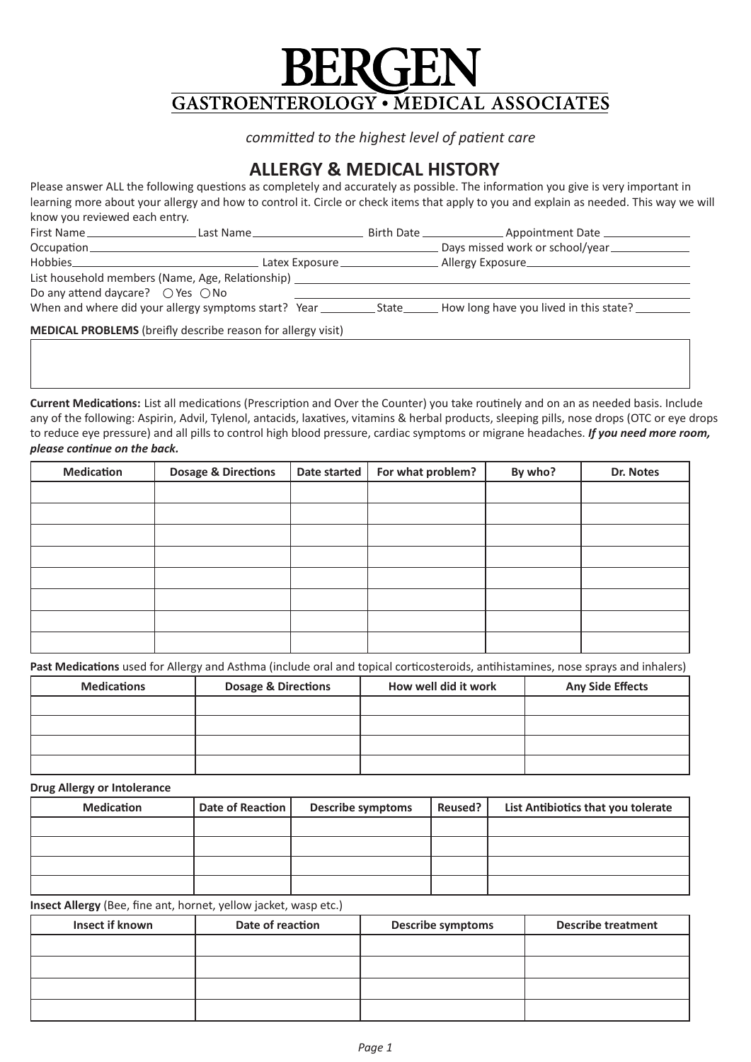# BERGEN

## GASTROENTEROLOGY • MEDICAL ASSOCIATES

*committed to the highest level of patient care*

## ALLERGY & MEDICAL HISTORY

Please answer ALL the following questions as completely and accurately as possible. The information you give is very important in learning more about your allergy and how to control it. Circle or check items that apply to you and explain as needed. This way we will know you reviewed each entry.

First Name__________________ Last Name__________________ Birth Date ______________ Appointment Date ______________

Occupation__________________________________________________ Days missed work or school/year______________

Hobbies______________________________ Latex Exposure________________ Allergy Exposure__________________________

List household members (Name, Age, Relationship) ____________________________________________________________

Do any attend daycare? ◯ Yes ◯ No ____________________________________________________________

When and where did your allergy symptoms start? Year _________ State______ How long have you lived in this state? _________

**MEDICAL PROBLEMS** (breifly describe reason for allergy visit)

| |
|---|
| |

**Current Medications:** List all medications (Prescription and Over the Counter) you take routinely and on an as needed basis. Include any of the following: Aspirin, Advil, Tylenol, antacids, laxatives, vitamins & herbal products, sleeping pills, nose drops (OTC or eye drops to reduce eye pressure) and all pills to control high blood pressure, cardiac symptoms or migrane headaches. ***If you need more room, please continue on the back.***

| Medication | Dosage & Directions | Date started | For what problem? | By who? | Dr. Notes |
|---|---|---|---|---|---|
| | | | | | |
| | | | | | |
| | | | | | |
| | | | | | |
| | | | | | |
| | | | | | |
| | | | | | |
| | | | | | |

**Past Medications** used for Allergy and Asthma (include oral and topical corticosteroids, antihistamines, nose sprays and inhalers)

| Medications | Dosage & Directions | How well did it work | Any Side Effects |
|---|---|---|---|
| | | | |
| | | | |
| | | | |
| | | | |

**Drug Allergy or Intolerance**

| Medication | Date of Reaction | Describe symptoms | Reused? | List Antibiotics that you tolerate |
|---|---|---|---|---|
| | | | | |
| | | | | |
| | | | | |
| | | | | |

**Insect Allergy** (Bee, fine ant, hornet, yellow jacket, wasp etc.)

| Insect if known | Date of reaction | Describe symptoms | Describe treatment |
|---|---|---|---|
| | | | |
| | | | |
| | | | |
| | | | |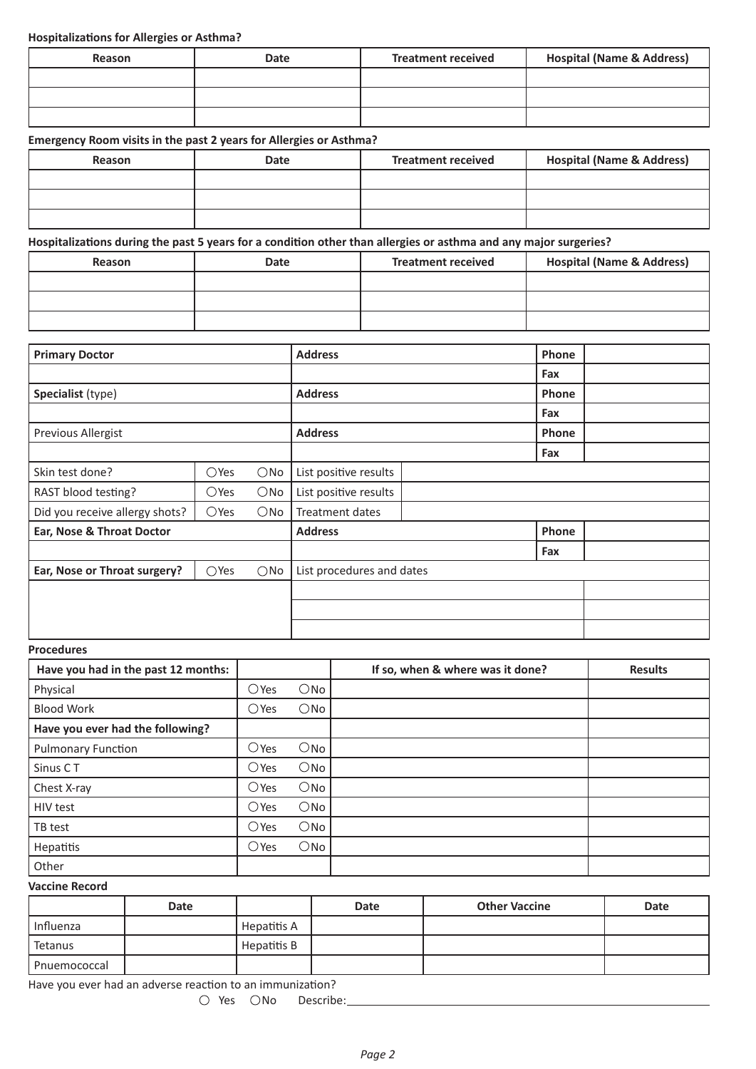**Hospitalizations for Allergies or Asthma?**

| Reason | Date | Treatment received | Hospital (Name & Address) |
|---|---|---|---|
| | | | |
| | | | |
| | | | |

**Emergency Room visits in the past 2 years for Allergies or Asthma?**

| Reason | Date | Treatment received | Hospital (Name & Address) |
|---|---|---|---|
| | | | |
| | | | |
| | | | |

**Hospitalizations during the past 5 years for a condition other than allergies or asthma and any major surgeries?**

| Reason | Date | Treatment received | Hospital (Name & Address) |
|---|---|---|---|
| | | | |
| | | | |
| | | | |

| **Primary Doctor** | | **Address** | | **Phone** | |
|---|---|---|---|---|---|
| | | | | **Fax** | |
| **Specialist** (type) | | **Address** | | **Phone** | |
| | | | | **Fax** | |
| Previous Allergist | | **Address** | | **Phone** | |
| | | | | **Fax** | |
| Skin test done? | ○Yes ○No | List positive results | | | |
| RAST blood testing? | ○Yes ○No | List positive results | | | |
| Did you receive allergy shots? | ○Yes ○No | Treatment dates | | | |
| **Ear, Nose & Throat Doctor** | | **Address** | | **Phone** | |
| | | | | **Fax** | |
| **Ear, Nose or Throat surgery?** | ○Yes ○No | List procedures and dates | | | |
| | | | | | |
| | | | | | |
| | | | | | |

**Procedures**

| Have you had in the past 12 months: | | If so, when & where was it done? | Results |
|---|---|---|---|
| Physical | ○Yes ○No | | |
| Blood Work | ○Yes ○No | | |
| **Have you ever had the following?** | | | |
| Pulmonary Function | ○Yes ○No | | |
| Sinus C T | ○Yes ○No | | |
| Chest X-ray | ○Yes ○No | | |
| HIV test | ○Yes ○No | | |
| TB test | ○Yes ○No | | |
| Hepatitis | ○Yes ○No | | |
| Other | | | |

**Vaccine Record**

| | Date | | Date | Other Vaccine | Date |
|---|---|---|---|---|---|
| Influenza | | Hepatitis A | | | |
| Tetanus | | Hepatitis B | | | |
| Pnuemococcal | | | | | |

Have you ever had an adverse reaction to an immunization?

○ Yes ○No Describe: ______________________________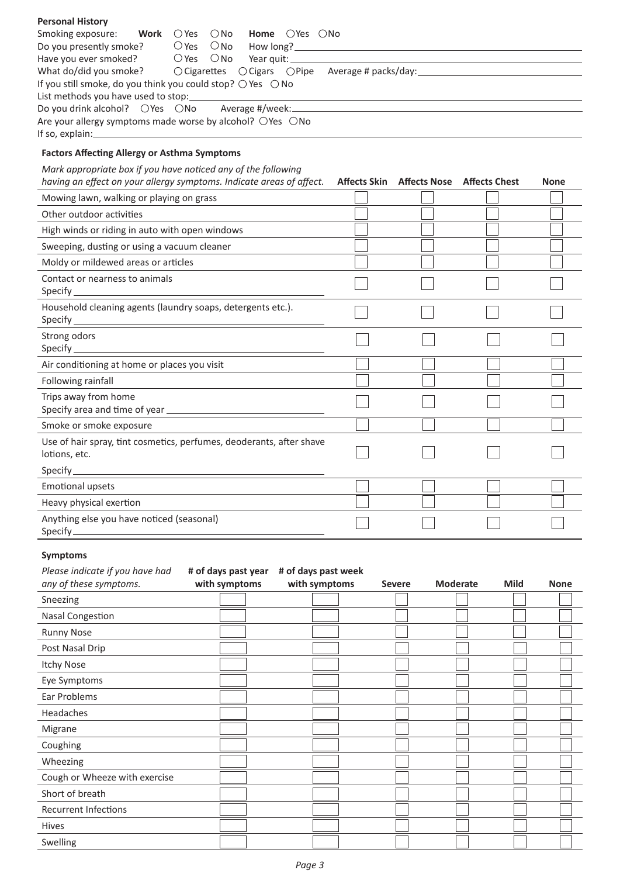### Personal History

Smoking exposure: **Work** ○ Yes ○ No **Home** ○ Yes ○ No

Do you presently smoke? ○ Yes ○ No How long? \_\_\_\_\_\_\_\_\_\_

Have you ever smoked? ○ Yes ○ No Year quit: \_\_\_\_\_\_\_\_\_\_

What do/did you smoke? ○ Cigarettes ○ Cigars ○ Pipe Average # packs/day: \_\_\_\_\_\_\_\_\_\_

If you still smoke, do you think you could stop? ○ Yes ○ No

List methods you have used to stop: \_\_\_\_\_\_\_\_\_\_

Do you drink alcohol? ○ Yes ○ No Average #/week: \_\_\_\_\_\_\_\_\_\_

Are your allergy symptoms made worse by alcohol? ○ Yes ○ No

If so, explain: \_\_\_\_\_\_\_\_\_\_

### Factors Affecting Allergy or Asthma Symptoms

| *Mark appropriate box if you have noticed any of the following having an effect on your allergy symptoms. Indicate areas of affect.* | Affects Skin | Affects Nose | Affects Chest | None |
|---|---|---|---|---|
| Mowing lawn, walking or playing on grass | ☐ | ☐ | ☐ | ☐ |
| Other outdoor activities | ☐ | ☐ | ☐ | ☐ |
| High winds or riding in auto with open windows | ☐ | ☐ | ☐ | ☐ |
| Sweeping, dusting or using a vacuum cleaner | ☐ | ☐ | ☐ | ☐ |
| Moldy or mildewed areas or articles | ☐ | ☐ | ☐ | ☐ |
| Contact or nearness to animals<br>Specify \_\_\_\_\_\_\_\_\_\_ | ☐ | ☐ | ☐ | ☐ |
| Household cleaning agents (laundry soaps, detergents etc.).<br>Specify \_\_\_\_\_\_\_\_\_\_ | ☐ | ☐ | ☐ | ☐ |
| Strong odors<br>Specify \_\_\_\_\_\_\_\_\_\_ | ☐ | ☐ | ☐ | ☐ |
| Air conditioning at home or places you visit | ☐ | ☐ | ☐ | ☐ |
| Following rainfall | ☐ | ☐ | ☐ | ☐ |
| Trips away from home<br>Specify area and time of year \_\_\_\_\_\_\_\_\_\_ | ☐ | ☐ | ☐ | ☐ |
| Smoke or smoke exposure | ☐ | ☐ | ☐ | ☐ |
| Use of hair spray, tint cosmetics, perfumes, deoderants, after shave lotions, etc.<br>Specify \_\_\_\_\_\_\_\_\_\_ | ☐ | ☐ | ☐ | ☐ |
| Emotional upsets | ☐ | ☐ | ☐ | ☐ |
| Heavy physical exertion | ☐ | ☐ | ☐ | ☐ |
| Anything else you have noticed (seasonal)<br>Specify \_\_\_\_\_\_\_\_\_\_ | ☐ | ☐ | ☐ | ☐ |

### Symptoms

| *Please indicate if you have had any of these symptoms.* | # of days past year with symptoms | # of days past week with symptoms | Severe | Moderate | Mild | None |
|---|---|---|---|---|---|---|
| Sneezing | | | ☐ | ☐ | ☐ | ☐ |
| Nasal Congestion | | | ☐ | ☐ | ☐ | ☐ |
| Runny Nose | | | ☐ | ☐ | ☐ | ☐ |
| Post Nasal Drip | | | ☐ | ☐ | ☐ | ☐ |
| Itchy Nose | | | ☐ | ☐ | ☐ | ☐ |
| Eye Symptoms | | | ☐ | ☐ | ☐ | ☐ |
| Ear Problems | | | ☐ | ☐ | ☐ | ☐ |
| Headaches | | | ☐ | ☐ | ☐ | ☐ |
| Migrane | | | ☐ | ☐ | ☐ | ☐ |
| Coughing | | | ☐ | ☐ | ☐ | ☐ |
| Wheezing | | | ☐ | ☐ | ☐ | ☐ |
| Cough or Wheeze with exercise | | | ☐ | ☐ | ☐ | ☐ |
| Short of breath | | | ☐ | ☐ | ☐ | ☐ |
| Recurrent Infections | | | ☐ | ☐ | ☐ | ☐ |
| Hives | | | ☐ | ☐ | ☐ | ☐ |
| Swelling | | | ☐ | ☐ | ☐ | ☐ |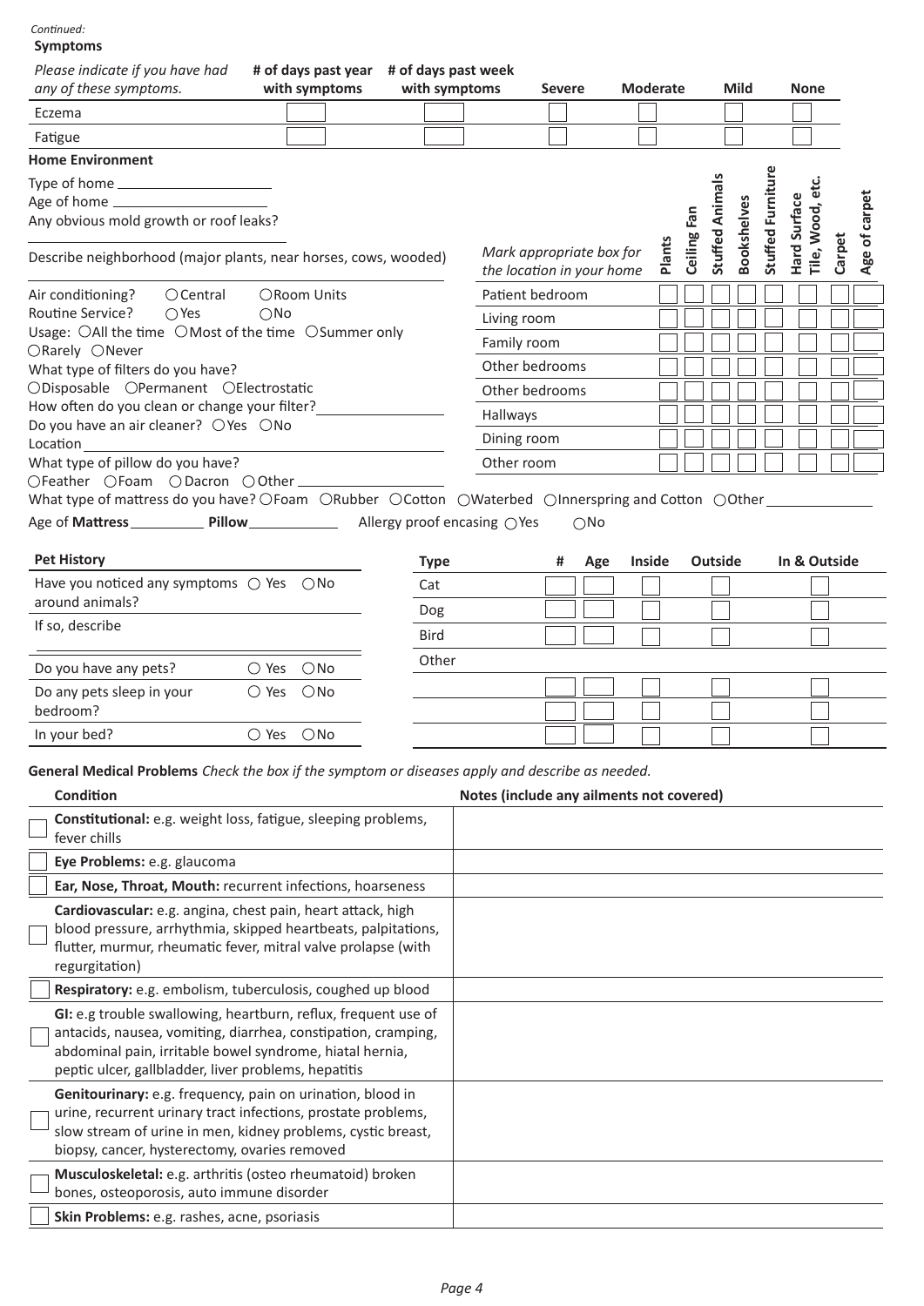*Continued:*

**Symptoms**

| *Please indicate if you have had any of these symptoms.* | # of days past year with symptoms | # of days past week with symptoms | Severe | Moderate | Mild | None |
|---|---|---|---|---|---|---|
| Eczema | | | | | | |
| Fatigue | | | | | | |

**Home Environment**

Type of home ____________________

Age of home ____________________

Any obvious mold growth or roof leaks?

________________________________

Describe neighborhood (major plants, near horses, cows, wooded)

________________________________

Air conditioning? ○ Central ○ Room Units

Routine Service? ○ Yes ○ No

Usage: ○ All the time ○ Most of the time ○ Summer only ○ Rarely ○ Never

What type of filters do you have?

○ Disposable ○ Permanent ○ Electrostatic

How often do you clean or change your filter? ________________

Do you have an air cleaner? ○ Yes ○ No

Location ________________________________

What type of pillow do you have?

○ Feather ○ Foam ○ Dacron ○ Other ________________

| *Mark appropriate box for the location in your home* | Plants | Ceiling Fan | Stuffed Animals | Bookshelves | Stuffed Furniture | Hard Surface Tile, Wood, etc. | Carpet | Age of carpet |
|---|---|---|---|---|---|---|---|---|
| Patient bedroom | | | | | | | | |
| Living room | | | | | | | | |
| Family room | | | | | | | | |
| Other bedrooms | | | | | | | | |
| Other bedrooms | | | | | | | | |
| Hallways | | | | | | | | |
| Dining room | | | | | | | | |
| Other room | | | | | | | | |

What type of mattress do you have? ○ Foam ○ Rubber ○ Cotton ○ Waterbed ○ Innerspring and Cotton ○ Other ______________

Age of **Mattress** __________ **Pillow** ____________ Allergy proof encasing ○ Yes ○ No

**Pet History**

Have you noticed any symptoms around animals? ○ Yes ○ No

If so, describe

________________________________

Do you have any pets? ○ Yes ○ No

Do any pets sleep in your bedroom? ○ Yes ○ No

In your bed? ○ Yes ○ No

| Type | # | Age | Inside | Outside | In & Outside |
|---|---|---|---|---|---|
| Cat | | | | | |
| Dog | | | | | |
| Bird | | | | | |
| Other | | | | | |
| | | | | | |
| | | | | | |
| | | | | | |

**General Medical Problems** *Check the box if the symptom or diseases apply and describe as needed.*

| Condition | Notes (include any ailments not covered) |
|---|---|
| ☐ **Constitutional:** e.g. weight loss, fatigue, sleeping problems, fever chills | |
| ☐ **Eye Problems:** e.g. glaucoma | |
| ☐ **Ear, Nose, Throat, Mouth:** recurrent infections, hoarseness | |
| ☐ **Cardiovascular:** e.g. angina, chest pain, heart attack, high blood pressure, arrhythmia, skipped heartbeats, palpitations, flutter, murmur, rheumatic fever, mitral valve prolapse (with regurgitation) | |
| ☐ **Respiratory:** e.g. embolism, tuberculosis, coughed up blood | |
| ☐ **GI:** e.g trouble swallowing, heartburn, reflux, frequent use of antacids, nausea, vomiting, diarrhea, constipation, cramping, abdominal pain, irritable bowel syndrome, hiatal hernia, peptic ulcer, gallbladder, liver problems, hepatitis | |
| ☐ **Genitourinary:** e.g. frequency, pain on urination, blood in urine, recurrent urinary tract infections, prostate problems, slow stream of urine in men, kidney problems, cystic breast, biopsy, cancer, hysterectomy, ovaries removed | |
| ☐ **Musculoskeletal:** e.g. arthritis (osteo rheumatoid) broken bones, osteoporosis, auto immune disorder | |
| ☐ **Skin Problems:** e.g. rashes, acne, psoriasis | |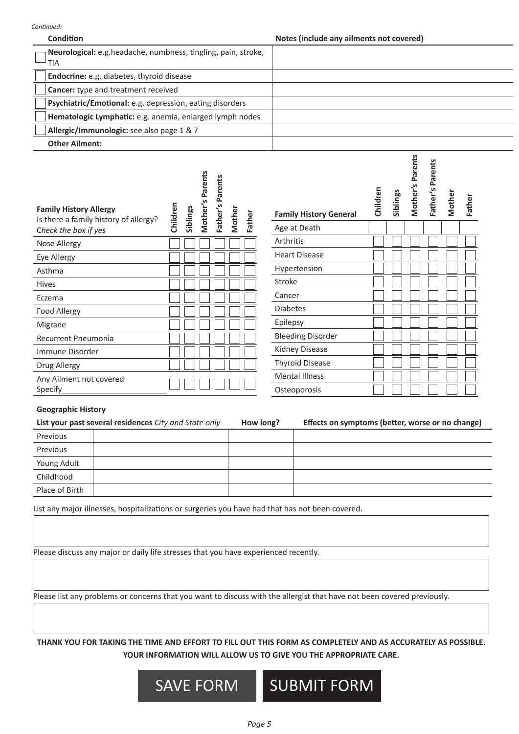*Continued:*

| Condition | Notes (include any ailments not covered) |
| --- | --- |
| ☐ **Neurological:** e.g.headache, numbness, tingling, pain, stroke, TIA | |
| ☐ **Endocrine:** e.g. diabetes, thyroid disease | |
| ☐ **Cancer:** type and treatment received | |
| ☐ **Psychiatric/Emotional:** e.g. depression, eating disorders | |
| ☐ **Hematologic Lymphatic:** e.g. anemia, enlarged lymph nodes | |
| ☐ **Allergic/Immunologic:** see also page 1 & 7 | |
| **Other Ailment:** | |

| **Family History Allergy** Is there a family history of allergy? *Check the box if yes* | Children | Siblings | Mother's Parents | Father's Parents | Mother | Father |
| --- | --- | --- | --- | --- | --- | --- |
| Nose Allergy | ☐ | ☐ | ☐ | ☐ | ☐ | ☐ |
| Eye Allergy | ☐ | ☐ | ☐ | ☐ | ☐ | ☐ |
| Asthma | ☐ | ☐ | ☐ | ☐ | ☐ | ☐ |
| Hives | ☐ | ☐ | ☐ | ☐ | ☐ | ☐ |
| Eczema | ☐ | ☐ | ☐ | ☐ | ☐ | ☐ |
| Food Allergy | ☐ | ☐ | ☐ | ☐ | ☐ | ☐ |
| Migrane | ☐ | ☐ | ☐ | ☐ | ☐ | ☐ |
| Recurrent Pneumonia | ☐ | ☐ | ☐ | ☐ | ☐ | ☐ |
| Immune Disorder | ☐ | ☐ | ☐ | ☐ | ☐ | ☐ |
| Drug Allergy | ☐ | ☐ | ☐ | ☐ | ☐ | ☐ |
| Any Ailment not covered Specify________________________ | ☐ | ☐ | ☐ | ☐ | ☐ | ☐ |

| **Family History General** | Children | Siblings | Mother's Parents | Father's Parents | Mother | Father |
| --- | --- | --- | --- | --- | --- | --- |
| Age at Death | | | | | | |
| Arthritis | ☐ | ☐ | ☐ | ☐ | ☐ | ☐ |
| Heart Disease | ☐ | ☐ | ☐ | ☐ | ☐ | ☐ |
| Hypertension | ☐ | ☐ | ☐ | ☐ | ☐ | ☐ |
| Stroke | ☐ | ☐ | ☐ | ☐ | ☐ | ☐ |
| Cancer | ☐ | ☐ | ☐ | ☐ | ☐ | ☐ |
| Diabetes | ☐ | ☐ | ☐ | ☐ | ☐ | ☐ |
| Epilepsy | ☐ | ☐ | ☐ | ☐ | ☐ | ☐ |
| Bleeding Disorder | ☐ | ☐ | ☐ | ☐ | ☐ | ☐ |
| Kidney Disease | ☐ | ☐ | ☐ | ☐ | ☐ | ☐ |
| Thyroid Disease | ☐ | ☐ | ☐ | ☐ | ☐ | ☐ |
| Mental Illness | ☐ | ☐ | ☐ | ☐ | ☐ | ☐ |
| Osteoporosis | ☐ | ☐ | ☐ | ☐ | ☐ | ☐ |

**Geographic History**

| **List your past several residences** *City and State only* | | **How long?** | **Effects on symptoms (better, worse or no change)** |
| --- | --- | --- | --- |
| Previous | | | |
| Previous | | | |
| Young Adult | | | |
| Childhood | | | |
| Place of Birth | | | |

List any major illnesses, hospitalizations or surgeries you have had that has not been covered.

Please discuss any major or daily life stresses that you have experienced recently.

Please list any problems or concerns that you want to discuss with the allergist that have not been covered previously.

**THANK YOU FOR TAKING THE TIME AND EFFORT TO FILL OUT THIS FORM AS COMPLETELY AND AS ACCURATELY AS POSSIBLE. YOUR INFORMATION WILL ALLOW US TO GIVE YOU THE APPROPRIATE CARE.**

SAVE FORM SUBMIT FORM